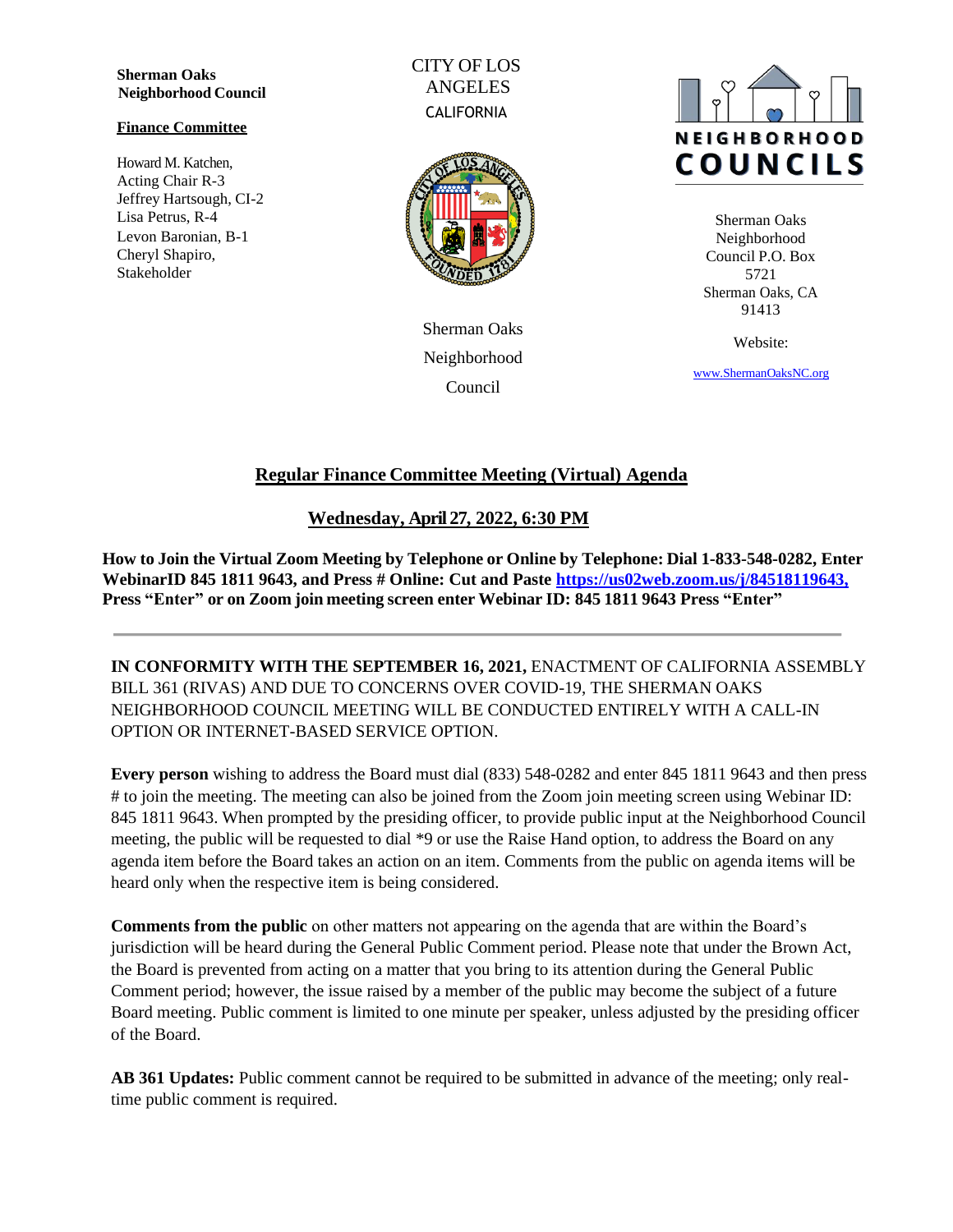**Sherman Oaks Neighborhood Council**

**Finance Committee**

Howard M. Katchen, Acting Chair R-3
Jeffrey Hartsough, CI-2
Lisa Petrus, R-4
Levon Baronian, B-1
Cheryl Shapiro, Stakeholder

CITY OF LOS ANGELES
CALIFORNIA

Sherman Oaks Neighborhood Council

NEIGHBORHOOD COUNCILS

Sherman Oaks Neighborhood Council P.O. Box 5721
Sherman Oaks, CA 91413

Website:

[www.ShermanOaksNC.org](http://www.ShermanOaksNC.org)

## Regular Finance Committee Meeting (Virtual) Agenda

### Wednesday, April 27, 2022, 6:30 PM

**How to Join the Virtual Zoom Meeting by Telephone or Online by Telephone: Dial 1-833-548-0282, Enter WebinarID 845 1811 9643, and Press # Online: Cut and Paste [https://us02web.zoom.us/j/84518119643,](https://us02web.zoom.us/j/84518119643) Press "Enter" or on Zoom join meeting screen enter Webinar ID: 845 1811 9643 Press "Enter"**

---

**IN CONFORMITY WITH THE SEPTEMBER 16, 2021,** ENACTMENT OF CALIFORNIA ASSEMBLY BILL 361 (RIVAS) AND DUE TO CONCERNS OVER COVID-19, THE SHERMAN OAKS NEIGHBORHOOD COUNCIL MEETING WILL BE CONDUCTED ENTIRELY WITH A CALL-IN OPTION OR INTERNET-BASED SERVICE OPTION.

**Every person** wishing to address the Board must dial (833) 548-0282 and enter 845 1811 9643 and then press # to join the meeting. The meeting can also be joined from the Zoom join meeting screen using Webinar ID: 845 1811 9643. When prompted by the presiding officer, to provide public input at the Neighborhood Council meeting, the public will be requested to dial *9 or use the Raise Hand option, to address the Board on any agenda item before the Board takes an action on an item. Comments from the public on agenda items will be heard only when the respective item is being considered.

**Comments from the public** on other matters not appearing on the agenda that are within the Board's jurisdiction will be heard during the General Public Comment period. Please note that under the Brown Act, the Board is prevented from acting on a matter that you bring to its attention during the General Public Comment period; however, the issue raised by a member of the public may become the subject of a future Board meeting. Public comment is limited to one minute per speaker, unless adjusted by the presiding officer of the Board.

**AB 361 Updates:** Public comment cannot be required to be submitted in advance of the meeting; only real-time public comment is required.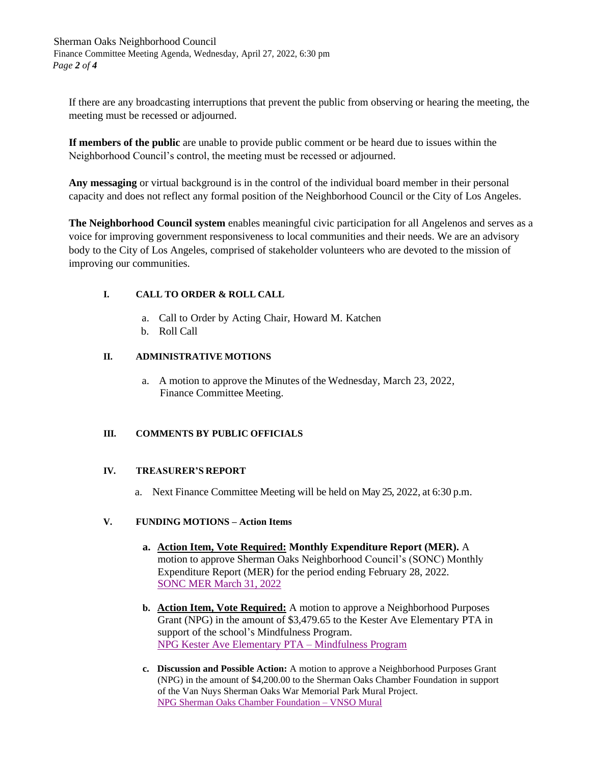If there are any broadcasting interruptions that prevent the public from observing or hearing the meeting, the meeting must be recessed or adjourned.

**If members of the public** are unable to provide public comment or be heard due to issues within the Neighborhood Council's control, the meeting must be recessed or adjourned.

**Any messaging** or virtual background is in the control of the individual board member in their personal capacity and does not reflect any formal position of the Neighborhood Council or the City of Los Angeles.

**The Neighborhood Council system** enables meaningful civic participation for all Angelenos and serves as a voice for improving government responsiveness to local communities and their needs. We are an advisory body to the City of Los Angeles, comprised of stakeholder volunteers who are devoted to the mission of improving our communities.

## I. CALL TO ORDER & ROLL CALL

a. Call to Order by Acting Chair, Howard M. Katchen
b. Roll Call

## II. ADMINISTRATIVE MOTIONS

a. A motion to approve the Minutes of the Wednesday, March 23, 2022, Finance Committee Meeting.

## III. COMMENTS BY PUBLIC OFFICIALS

## IV. TREASURER'S REPORT

a. Next Finance Committee Meeting will be held on May 25, 2022, at 6:30 p.m.

## V. FUNDING MOTIONS – Action Items

a. **Action Item, Vote Required: Monthly Expenditure Report (MER).** A motion to approve Sherman Oaks Neighborhood Council's (SONC) Monthly Expenditure Report (MER) for the period ending February 28, 2022.
SONC MER March 31, 2022

b. **Action Item, Vote Required:** A motion to approve a Neighborhood Purposes Grant (NPG) in the amount of $3,479.65 to the Kester Ave Elementary PTA in support of the school's Mindfulness Program.
NPG Kester Ave Elementary PTA – Mindfulness Program

c. **Discussion and Possible Action:** A motion to approve a Neighborhood Purposes Grant (NPG) in the amount of $4,200.00 to the Sherman Oaks Chamber Foundation in support of the Van Nuys Sherman Oaks War Memorial Park Mural Project.
NPG Sherman Oaks Chamber Foundation – VNSO Mural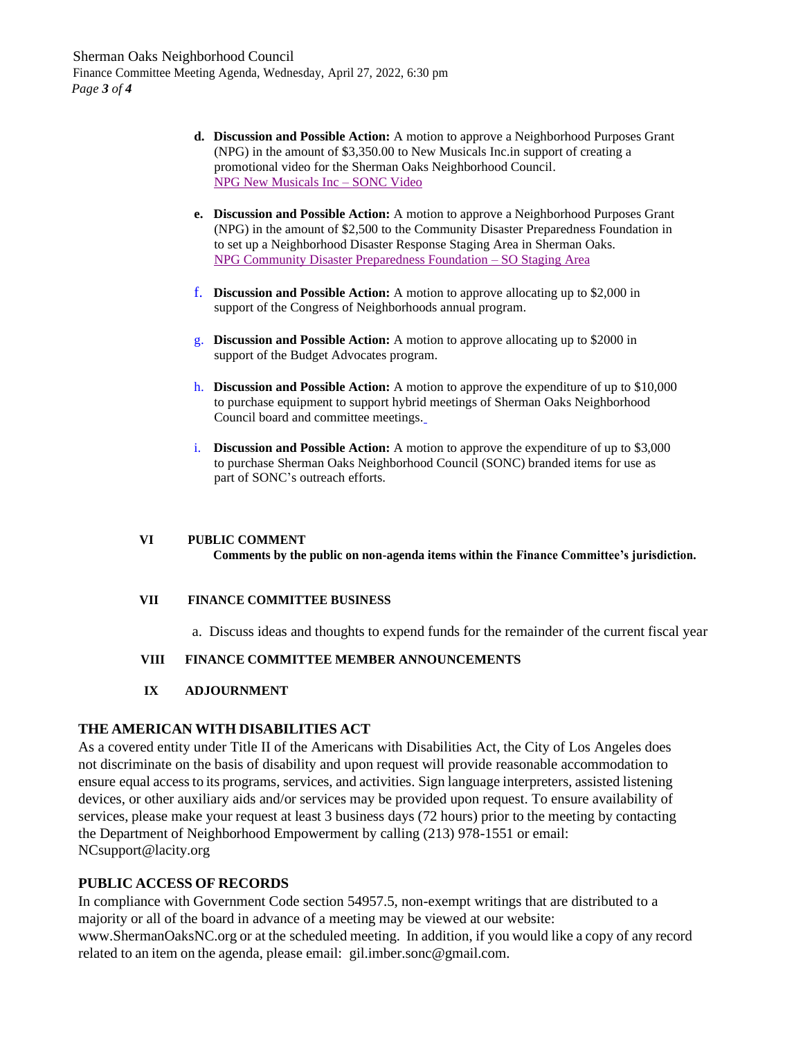d. **Discussion and Possible Action:** A motion to approve a Neighborhood Purposes Grant (NPG) in the amount of $3,350.00 to New Musicals Inc.in support of creating a promotional video for the Sherman Oaks Neighborhood Council.
   NPG New Musicals Inc – SONC Video

e. **Discussion and Possible Action:** A motion to approve a Neighborhood Purposes Grant (NPG) in the amount of $2,500 to the Community Disaster Preparedness Foundation in to set up a Neighborhood Disaster Response Staging Area in Sherman Oaks.
   NPG Community Disaster Preparedness Foundation – SO Staging Area

f. **Discussion and Possible Action:** A motion to approve allocating up to $2,000 in support of the Congress of Neighborhoods annual program.

g. **Discussion and Possible Action:** A motion to approve allocating up to $2000 in support of the Budget Advocates program.

h. **Discussion and Possible Action:** A motion to approve the expenditure of up to $10,000 to purchase equipment to support hybrid meetings of Sherman Oaks Neighborhood Council board and committee meetings.

i. **Discussion and Possible Action:** A motion to approve the expenditure of up to $3,000 to purchase Sherman Oaks Neighborhood Council (SONC) branded items for use as part of SONC's outreach efforts.

**VI PUBLIC COMMENT**

**Comments by the public on non-agenda items within the Finance Committee's jurisdiction.**

**VII FINANCE COMMITTEE BUSINESS**

a. Discuss ideas and thoughts to expend funds for the remainder of the current fiscal year

**VIII FINANCE COMMITTEE MEMBER ANNOUNCEMENTS**

**IX ADJOURNMENT**

## THE AMERICAN WITH DISABILITIES ACT

As a covered entity under Title II of the Americans with Disabilities Act, the City of Los Angeles does not discriminate on the basis of disability and upon request will provide reasonable accommodation to ensure equal access to its programs, services, and activities. Sign language interpreters, assisted listening devices, or other auxiliary aids and/or services may be provided upon request. To ensure availability of services, please make your request at least 3 business days (72 hours) prior to the meeting by contacting the Department of Neighborhood Empowerment by calling (213) 978-1551 or email: NCsupport@lacity.org

## PUBLIC ACCESS OF RECORDS

In compliance with Government Code section 54957.5, non-exempt writings that are distributed to a majority or all of the board in advance of a meeting may be viewed at our website: www.ShermanOaksNC.org or at the scheduled meeting. In addition, if you would like a copy of any record related to an item on the agenda, please email: gil.imber.sonc@gmail.com.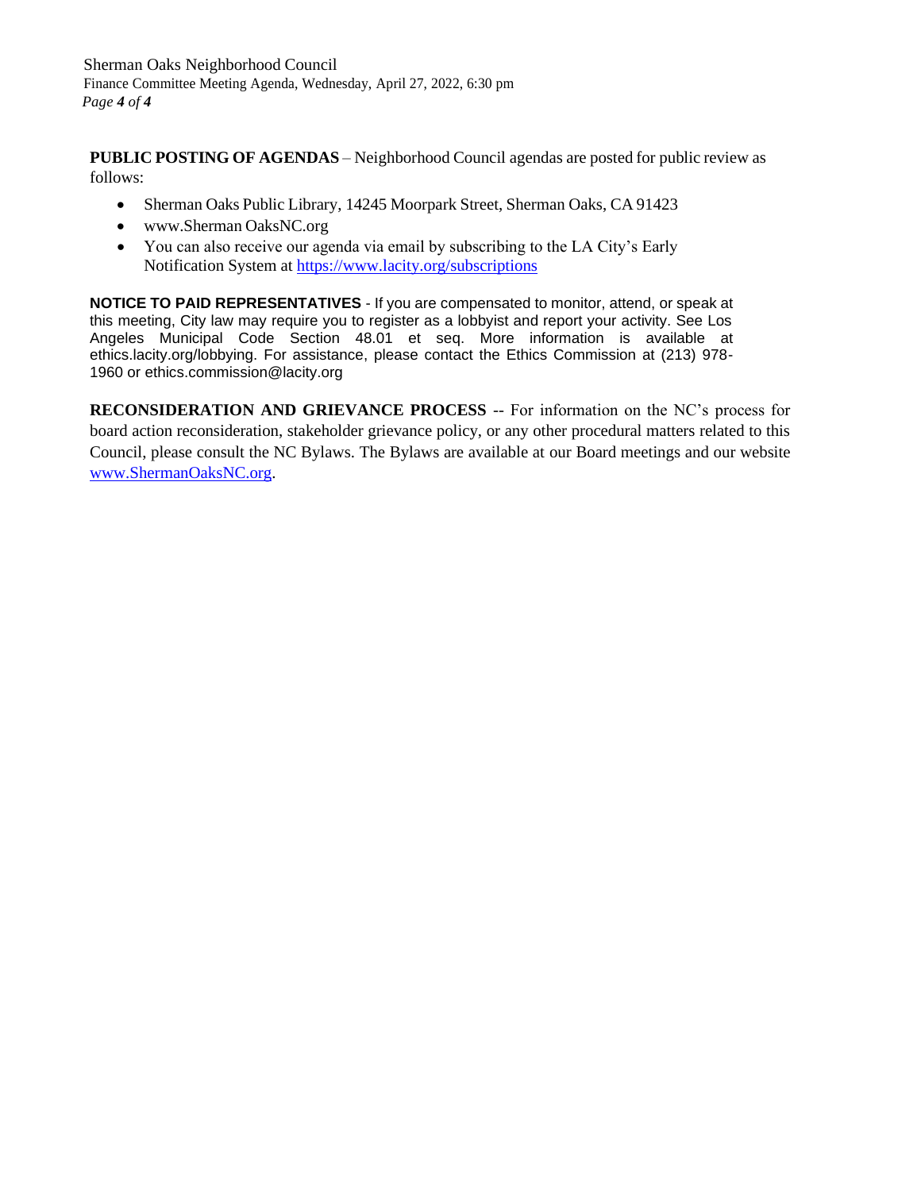**PUBLIC POSTING OF AGENDAS** – Neighborhood Council agendas are posted for public review as follows:

- Sherman Oaks Public Library, 14245 Moorpark Street, Sherman Oaks, CA 91423
- www.Sherman OaksNC.org
- You can also receive our agenda via email by subscribing to the LA City's Early Notification System at [https://www.lacity.org/subscriptions](https://www.lacity.org/subscriptions)

**NOTICE TO PAID REPRESENTATIVES** - If you are compensated to monitor, attend, or speak at this meeting, City law may require you to register as a lobbyist and report your activity. See Los Angeles Municipal Code Section 48.01 et seq. More information is available at ethics.lacity.org/lobbying. For assistance, please contact the Ethics Commission at (213) 978-1960 or ethics.commission@lacity.org

**RECONSIDERATION AND GRIEVANCE PROCESS** -- For information on the NC's process for board action reconsideration, stakeholder grievance policy, or any other procedural matters related to this Council, please consult the NC Bylaws. The Bylaws are available at our Board meetings and our website [www.ShermanOaksNC.org](www.ShermanOaksNC.org).